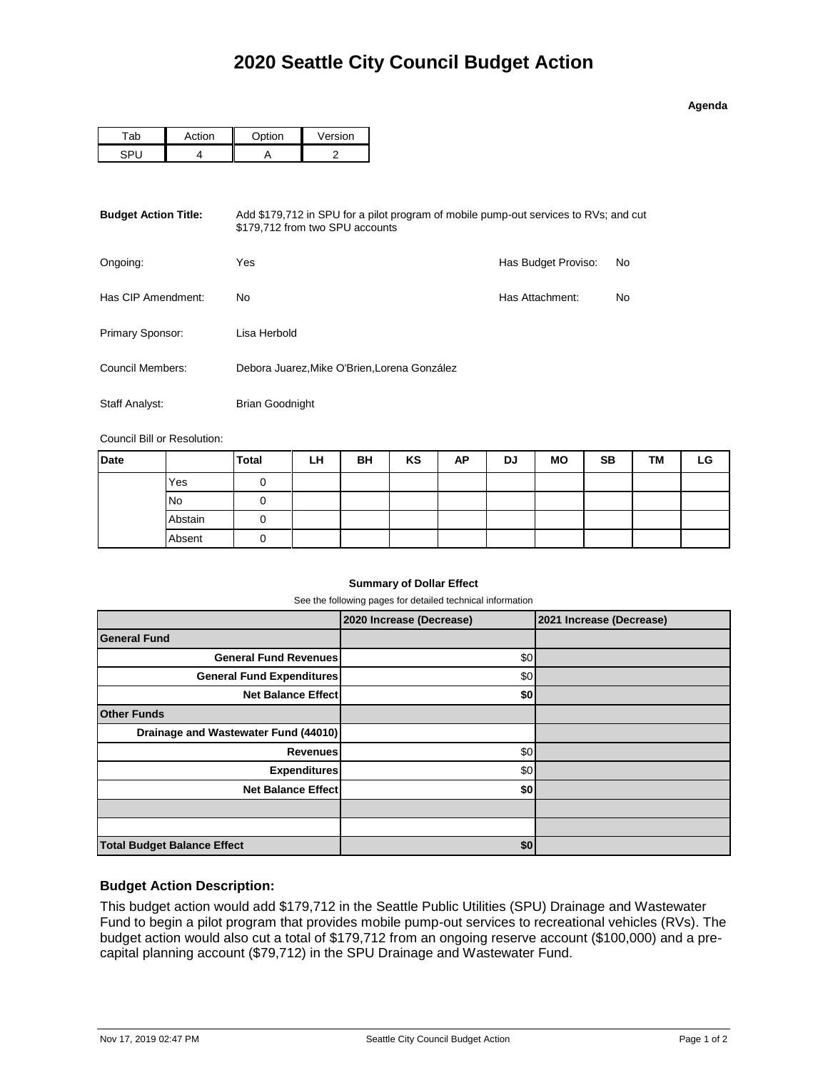# 2020 Seattle City Council Budget Action

**Agenda**

| Tab | Action | Option | Version |
|---|---|---|---|
| SPU | 4 | A | 2 |

**Budget Action Title:** Add $179,712 in SPU for a pilot program of mobile pump-out services to RVs; and cut $179,712 from two SPU accounts

Ongoing: Yes

Has Budget Proviso: No

Has CIP Amendment: No

Has Attachment: No

Primary Sponsor: Lisa Herbold

Council Members: Debora Juarez,Mike O'Brien,Lorena González

Staff Analyst: Brian Goodnight

Council Bill or Resolution:

| Date | | Total | LH | BH | KS | AP | DJ | MO | SB | TM | LG |
|---|---|---|---|---|---|---|---|---|---|---|---|
| | Yes | 0 | | | | | | | | | |
| | No | 0 | | | | | | | | | |
| | Abstain | 0 | | | | | | | | | |
| | Absent | 0 | | | | | | | | | |

**Summary of Dollar Effect**

See the following pages for detailed technical information

| | 2020 Increase (Decrease) | 2021 Increase (Decrease) |
|---|---|---|
| **General Fund** | | |
| **General Fund Revenues** | $0 | |
| **General Fund Expenditures** | $0 | |
| **Net Balance Effect** | **$0** | |
| **Other Funds** | | |
| **Drainage and Wastewater Fund (44010)** | | |
| **Revenues** | $0 | |
| **Expenditures** | $0 | |
| **Net Balance Effect** | **$0** | |
| | | |
| | | |
| **Total Budget Balance Effect** | **$0** | |

### Budget Action Description:

This budget action would add $179,712 in the Seattle Public Utilities (SPU) Drainage and Wastewater Fund to begin a pilot program that provides mobile pump-out services to recreational vehicles (RVs). The budget action would also cut a total of $179,712 from an ongoing reserve account ($100,000) and a pre-capital planning account ($79,712) in the SPU Drainage and Wastewater Fund.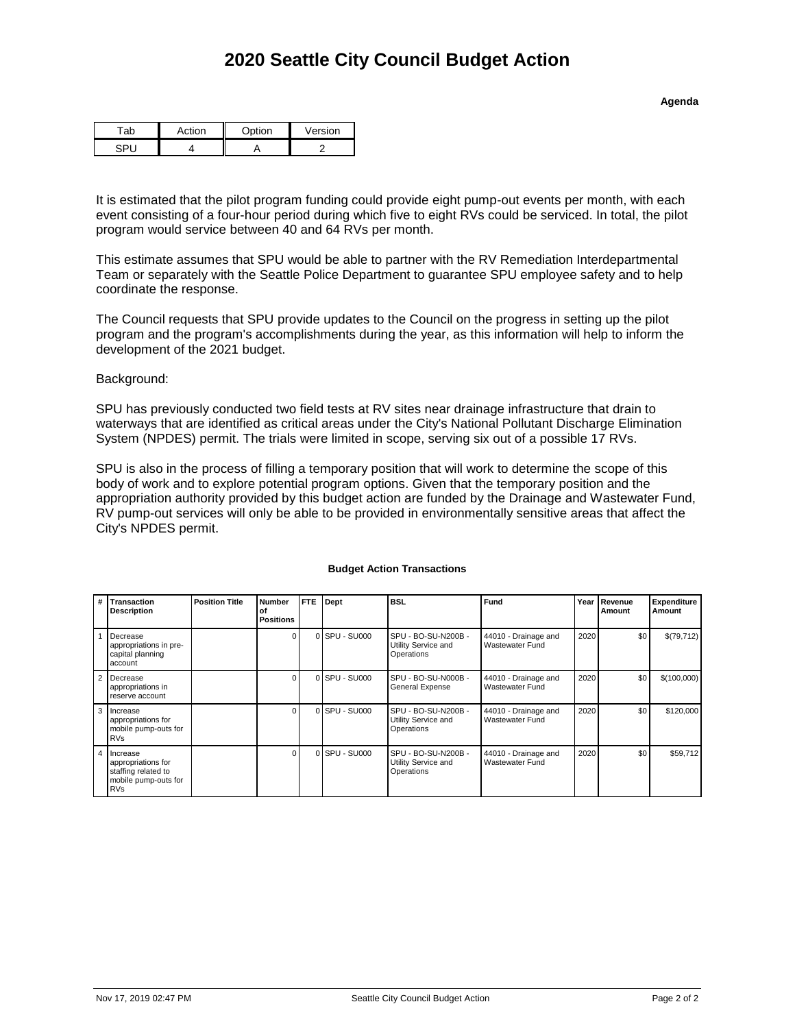# 2020 Seattle City Council Budget Action

**Agenda**

| Tab | Action | Option | Version |
|---|---|---|---|
| SPU | 4 | A | 2 |

It is estimated that the pilot program funding could provide eight pump-out events per month, with each event consisting of a four-hour period during which five to eight RVs could be serviced. In total, the pilot program would service between 40 and 64 RVs per month.

This estimate assumes that SPU would be able to partner with the RV Remediation Interdepartmental Team or separately with the Seattle Police Department to guarantee SPU employee safety and to help coordinate the response.

The Council requests that SPU provide updates to the Council on the progress in setting up the pilot program and the program's accomplishments during the year, as this information will help to inform the development of the 2021 budget.

Background:

SPU has previously conducted two field tests at RV sites near drainage infrastructure that drain to waterways that are identified as critical areas under the City's National Pollutant Discharge Elimination System (NPDES) permit. The trials were limited in scope, serving six out of a possible 17 RVs.

SPU is also in the process of filling a temporary position that will work to determine the scope of this body of work and to explore potential program options. Given that the temporary position and the appropriation authority provided by this budget action are funded by the Drainage and Wastewater Fund, RV pump-out services will only be able to be provided in environmentally sensitive areas that affect the City's NPDES permit.

**Budget Action Transactions**

| # | Transaction Description | Position Title | Number of Positions | FTE | Dept | BSL | Fund | Year | Revenue Amount | Expenditure Amount |
|---|---|---|---|---|---|---|---|---|---|---|
| 1 | Decrease appropriations in pre-capital planning account | | 0 | 0 | SPU - SU000 | SPU - BO-SU-N200B - Utility Service and Operations | 44010 - Drainage and Wastewater Fund | 2020 | $0 | $(79,712) |
| 2 | Decrease appropriations in reserve account | | 0 | 0 | SPU - SU000 | SPU - BO-SU-N000B - General Expense | 44010 - Drainage and Wastewater Fund | 2020 | $0 | $(100,000) |
| 3 | Increase appropriations for mobile pump-outs for RVs | | 0 | 0 | SPU - SU000 | SPU - BO-SU-N200B - Utility Service and Operations | 44010 - Drainage and Wastewater Fund | 2020 | $0 | $120,000 |
| 4 | Increase appropriations for staffing related to mobile pump-outs for RVs | | 0 | 0 | SPU - SU000 | SPU - BO-SU-N200B - Utility Service and Operations | 44010 - Drainage and Wastewater Fund | 2020 | $0 | $59,712 |